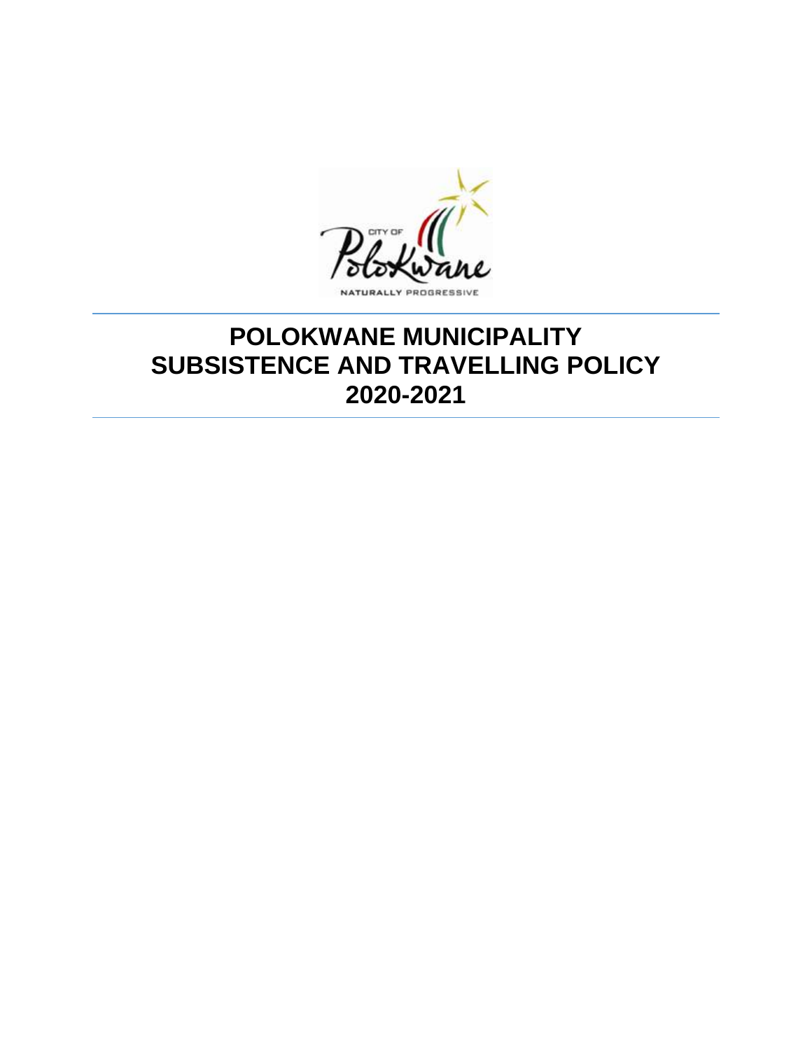# POLOKWANE MUNICIPALITY SUBSISTENCE AND TRAVELLING POLICY 2020-2021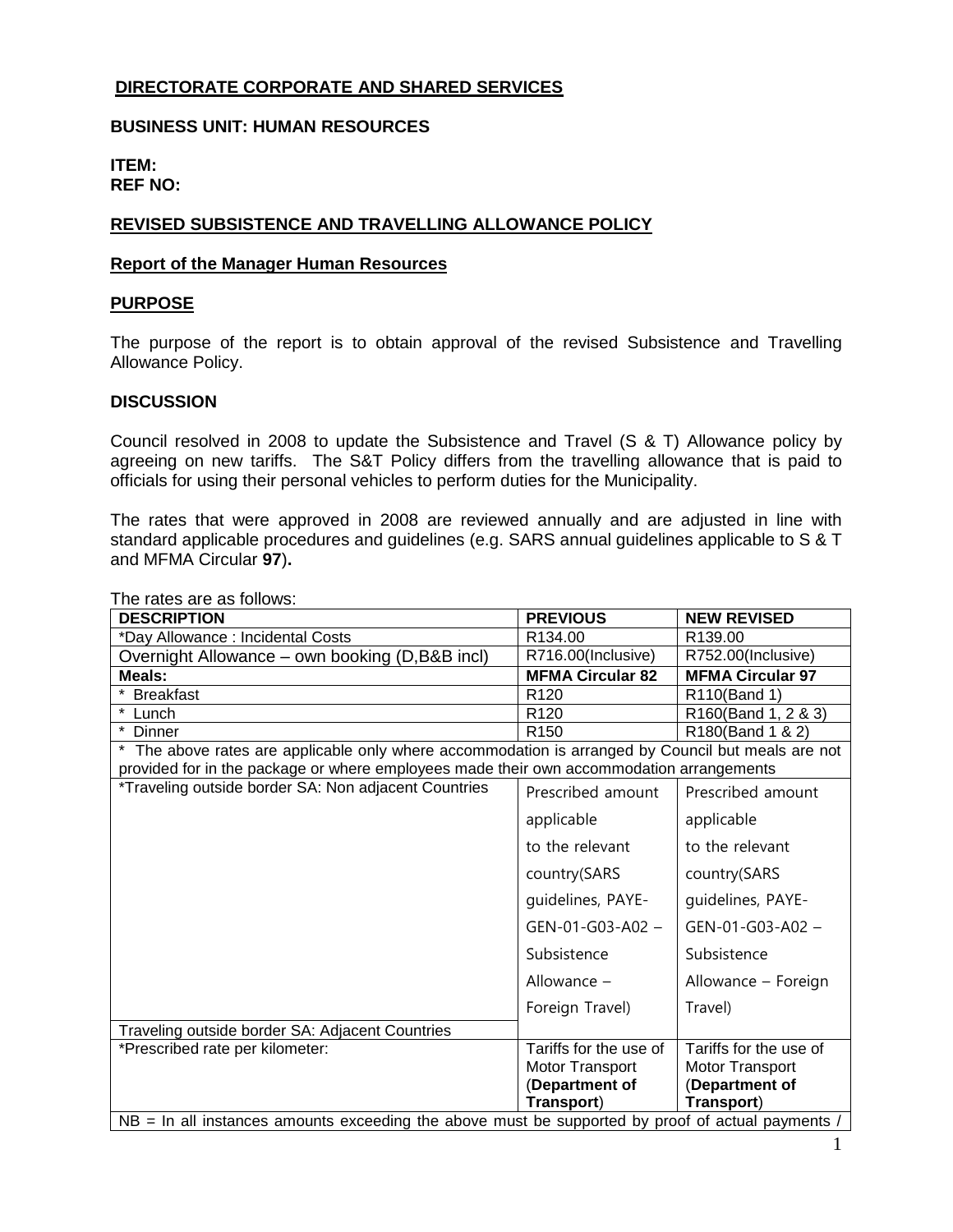## DIRECTORATE CORPORATE AND SHARED SERVICES

**BUSINESS UNIT: HUMAN RESOURCES**

**ITEM:**
**REF NO:**

## REVISED SUBSISTENCE AND TRAVELLING ALLOWANCE POLICY

**Report of the Manager Human Resources**

### PURPOSE

The purpose of the report is to obtain approval of the revised Subsistence and Travelling Allowance Policy.

### DISCUSSION

Council resolved in 2008 to update the Subsistence and Travel (S & T) Allowance policy by agreeing on new tariffs. The S&T Policy differs from the travelling allowance that is paid to officials for using their personal vehicles to perform duties for the Municipality.

The rates that were approved in 2008 are reviewed annually and are adjusted in line with standard applicable procedures and guidelines (e.g. SARS annual guidelines applicable to S & T and MFMA Circular **97**)**.**

The rates are as follows:

| DESCRIPTION | PREVIOUS | NEW REVISED |
|---|---|---|
| *Day Allowance : Incidental Costs | R134.00 | R139.00 |
| Overnight Allowance – own booking (D,B&B incl) | R716.00(Inclusive) | R752.00(Inclusive) |
| **Meals:** | **MFMA Circular 82** | **MFMA Circular 97** |
| * Breakfast | R120 | R110(Band 1) |
| * Lunch | R120 | R160(Band 1, 2 & 3) |
| * Dinner | R150 | R180(Band 1 & 2) |
| * The above rates are applicable only where accommodation is arranged by Council but meals are not provided for in the package or where employees made their own accommodation arrangements | | |
| *Traveling outside border SA: Non adjacent Countries | Prescribed amount applicable to the relevant country(SARS guidelines, PAYE-GEN-01-G03-A02 – Subsistence Allowance – Foreign Travel) | Prescribed amount applicable to the relevant country(SARS guidelines, PAYE-GEN-01-G03-A02 – Subsistence Allowance – Foreign Travel) |
| Traveling outside border SA: Adjacent Countries | | |
| *Prescribed rate per kilometer: | Tariffs for the use of Motor Transport (**Department of Transport**) | Tariffs for the use of Motor Transport (**Department of Transport**) |
| NB = In all instances amounts exceeding the above must be supported by proof of actual payments / | | |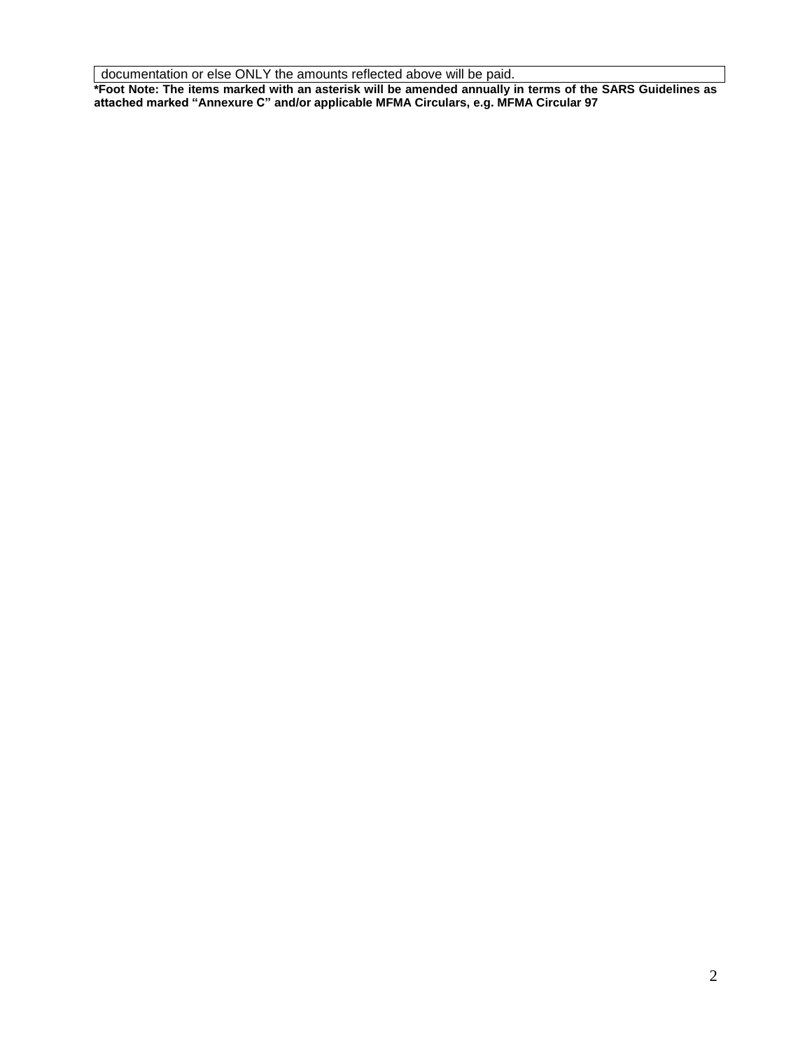| documentation or else ONLY the amounts reflected above will be paid. |
| --- |

***Foot Note: The items marked with an asterisk will be amended annually in terms of the SARS Guidelines as attached marked "Annexure C" and/or applicable MFMA Circulars, e.g. MFMA Circular 97**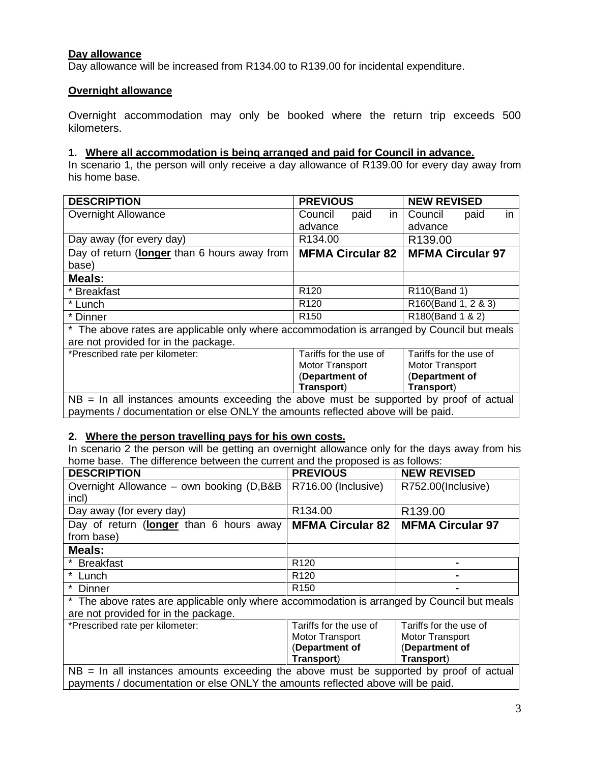**Day allowance**

Day allowance will be increased from R134.00 to R139.00 for incidental expenditure.

**Overnight allowance**

Overnight accommodation may only be booked where the return trip exceeds 500 kilometers.

**1. Where all accommodation is being arranged and paid for Council in advance.**

In scenario 1, the person will only receive a day allowance of R139.00 for every day away from his home base.

| DESCRIPTION | PREVIOUS | NEW REVISED |
|---|---|---|
| Overnight Allowance | Council paid in advance | Council paid in advance |
| Day away (for every day) | R134.00 | R139.00 |
| Day of return (**longer** than 6 hours away from base) | **MFMA Circular 82** | **MFMA Circular 97** |
| **Meals:** | | |
| * Breakfast | R120 | R110(Band 1) |
| * Lunch | R120 | R160(Band 1, 2 & 3) |
| * Dinner | R150 | R180(Band 1 & 2) |
| * The above rates are applicable only where accommodation is arranged by Council but meals are not provided for in the package. | | |
| *Prescribed rate per kilometer: | Tariffs for the use of Motor Transport (**Department of Transport**) | Tariffs for the use of Motor Transport (**Department of Transport**) |
| NB = In all instances amounts exceeding the above must be supported by proof of actual payments / documentation or else ONLY the amounts reflected above will be paid. | | |

**2. Where the person travelling pays for his own costs.**

In scenario 2 the person will be getting an overnight allowance only for the days away from his home base. The difference between the current and the proposed is as follows:

| DESCRIPTION | PREVIOUS | NEW REVISED |
|---|---|---|
| Overnight Allowance – own booking (D,B&B incl) | R716.00 (Inclusive) | R752.00(Inclusive) |
| Day away (for every day) | R134.00 | R139.00 |
| Day of return (**longer** than 6 hours away from base) | **MFMA Circular 82** | **MFMA Circular 97** |
| **Meals:** | | |
| * Breakfast | R120 | - |
| * Lunch | R120 | - |
| * Dinner | R150 | - |
| * The above rates are applicable only where accommodation is arranged by Council but meals are not provided for in the package. | | |
| *Prescribed rate per kilometer: | Tariffs for the use of Motor Transport (**Department of Transport**) | Tariffs for the use of Motor Transport (**Department of Transport**) |
| NB = In all instances amounts exceeding the above must be supported by proof of actual payments / documentation or else ONLY the amounts reflected above will be paid. | | |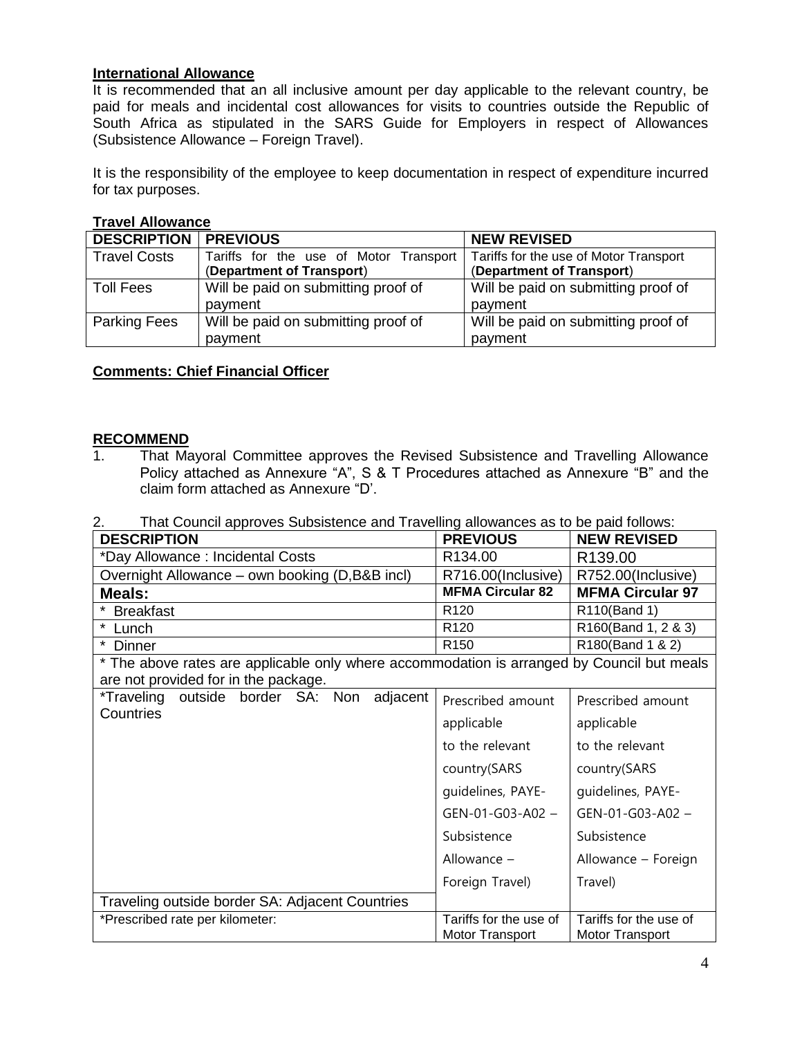**International Allowance**

It is recommended that an all inclusive amount per day applicable to the relevant country, be paid for meals and incidental cost allowances for visits to countries outside the Republic of South Africa as stipulated in the SARS Guide for Employers in respect of Allowances (Subsistence Allowance – Foreign Travel).

It is the responsibility of the employee to keep documentation in respect of expenditure incurred for tax purposes.

**Travel Allowance**

| DESCRIPTION | PREVIOUS | NEW REVISED |
|---|---|---|
| Travel Costs | Tariffs for the use of Motor Transport (**Department of Transport**) | Tariffs for the use of Motor Transport (**Department of Transport**) |
| Toll Fees | Will be paid on submitting proof of payment | Will be paid on submitting proof of payment |
| Parking Fees | Will be paid on submitting proof of payment | Will be paid on submitting proof of payment |

**Comments: Chief Financial Officer**

**RECOMMEND**

1. That Mayoral Committee approves the Revised Subsistence and Travelling Allowance Policy attached as Annexure "A", S & T Procedures attached as Annexure "B" and the claim form attached as Annexure "D'.

2. That Council approves Subsistence and Travelling allowances as to be paid follows:

| DESCRIPTION | PREVIOUS | NEW REVISED |
|---|---|---|
| *Day Allowance : Incidental Costs | R134.00 | R139.00 |
| Overnight Allowance – own booking (D,B&B incl) | R716.00(Inclusive) | R752.00(Inclusive) |
| **Meals:** | **MFMA Circular 82** | **MFMA Circular 97** |
| * Breakfast | R120 | R110(Band 1) |
| * Lunch | R120 | R160(Band 1, 2 & 3) |
| * Dinner | R150 | R180(Band 1 & 2) |
| * The above rates are applicable only where accommodation is arranged by Council but meals are not provided for in the package. | | |
| *Traveling outside border SA: Non adjacent Countries | Prescribed amount applicable to the relevant country(SARS guidelines, PAYE-GEN-01-G03-A02 – Subsistence Allowance – Foreign Travel) | Prescribed amount applicable to the relevant country(SARS guidelines, PAYE-GEN-01-G03-A02 – Subsistence Allowance – Foreign Travel) |
| Traveling outside border SA: Adjacent Countries | | |
| *Prescribed rate per kilometer: | Tariffs for the use of Motor Transport | Tariffs for the use of Motor Transport |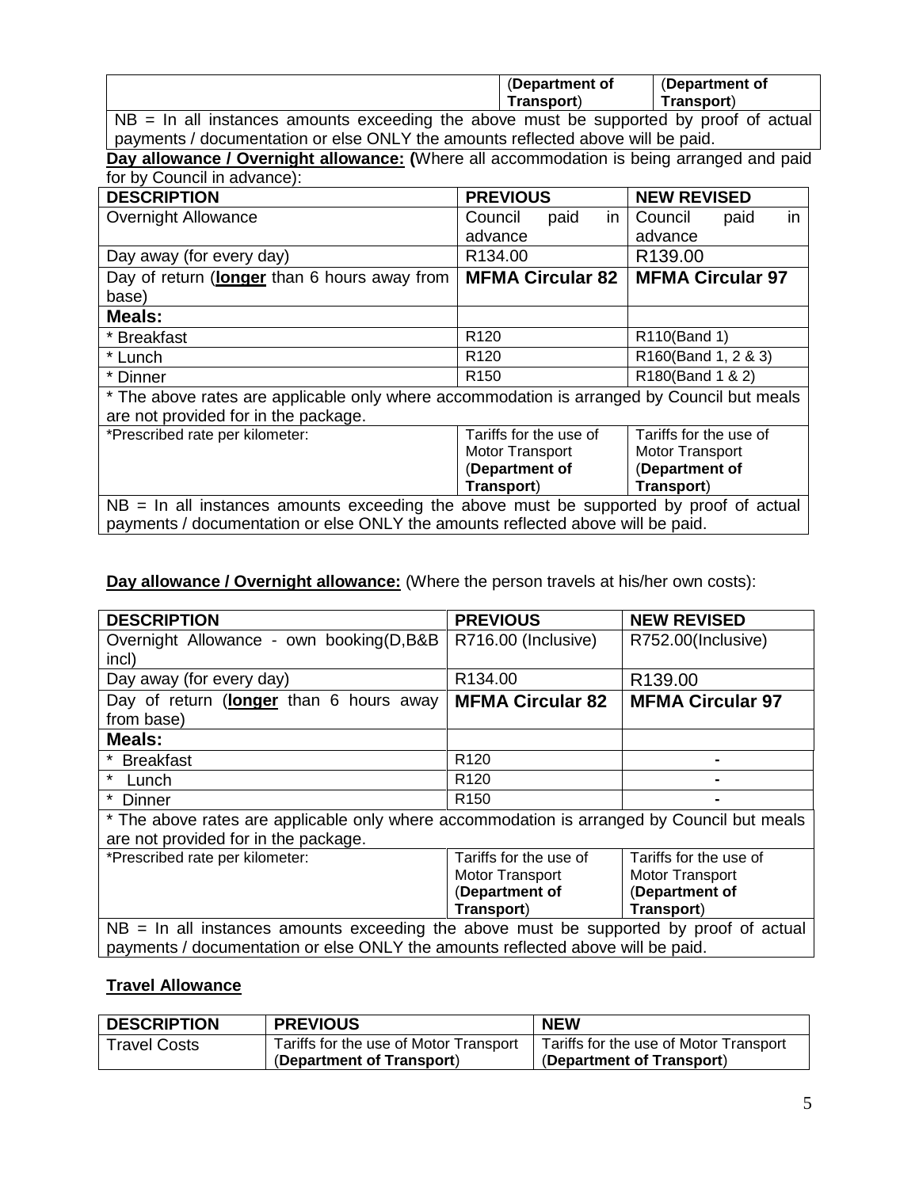| | (**Department of Transport**) | (**Department of Transport**) |
|---|---|---|

NB = In all instances amounts exceeding the above must be supported by proof of actual payments / documentation or else ONLY the amounts reflected above will be paid.

**Day allowance / Overnight allowance: (**Where all accommodation is being arranged and paid for by Council in advance):

| DESCRIPTION | PREVIOUS | NEW REVISED |
|---|---|---|
| Overnight Allowance | Council paid in advance | Council paid in advance |
| Day away (for every day) | R134.00 | R139.00 |
| Day of return (**longer** than 6 hours away from base) | **MFMA Circular 82** | **MFMA Circular 97** |
| **Meals:** | | |
| * Breakfast | R120 | R110(Band 1) |
| * Lunch | R120 | R160(Band 1, 2 & 3) |
| * Dinner | R150 | R180(Band 1 & 2) |
| * The above rates are applicable only where accommodation is arranged by Council but meals are not provided for in the package. | | |
| *Prescribed rate per kilometer: | Tariffs for the use of Motor Transport (**Department of Transport**) | Tariffs for the use of Motor Transport (**Department of Transport**) |
| NB = In all instances amounts exceeding the above must be supported by proof of actual payments / documentation or else ONLY the amounts reflected above will be paid. | | |

**Day allowance / Overnight allowance:** (Where the person travels at his/her own costs):

| DESCRIPTION | PREVIOUS | NEW REVISED |
|---|---|---|
| Overnight Allowance - own booking(D,B&B incl) | R716.00 (Inclusive) | R752.00(Inclusive) |
| Day away (for every day) | R134.00 | R139.00 |
| Day of return (**longer** than 6 hours away from base) | **MFMA Circular 82** | **MFMA Circular 97** |
| **Meals:** | | |
| * Breakfast | R120 | - |
| * Lunch | R120 | - |
| * Dinner | R150 | - |
| * The above rates are applicable only where accommodation is arranged by Council but meals are not provided for in the package. | | |
| *Prescribed rate per kilometer: | Tariffs for the use of Motor Transport (**Department of Transport**) | Tariffs for the use of Motor Transport (**Department of Transport**) |
| NB = In all instances amounts exceeding the above must be supported by proof of actual payments / documentation or else ONLY the amounts reflected above will be paid. | | |

**Travel Allowance**

| DESCRIPTION | PREVIOUS | NEW |
|---|---|---|
| Travel Costs | Tariffs for the use of Motor Transport (**Department of Transport**) | Tariffs for the use of Motor Transport (**Department of Transport**) |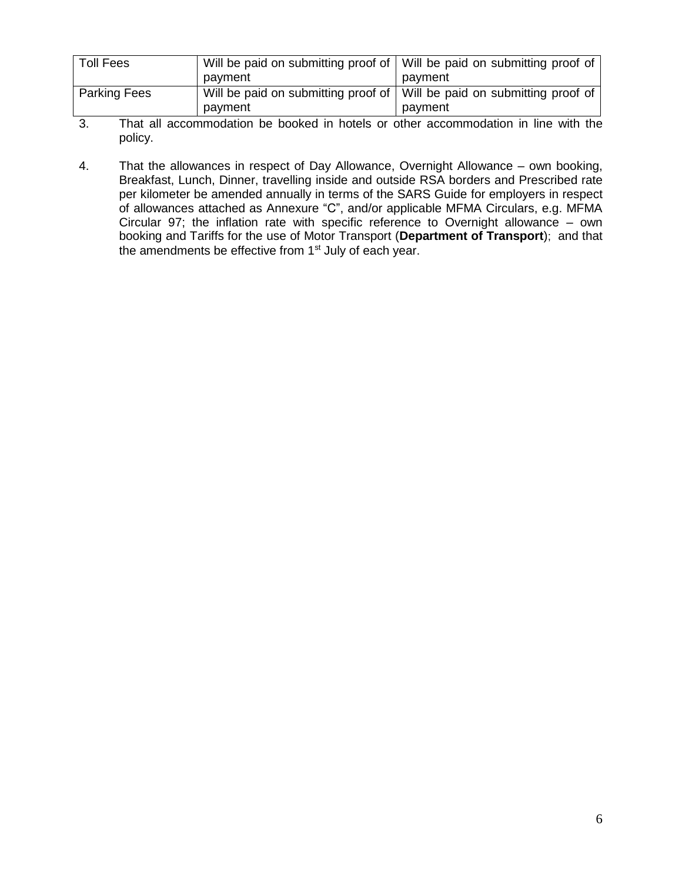| | | |
|---|---|---|
| Toll Fees | Will be paid on submitting proof of payment | Will be paid on submitting proof of payment |
| Parking Fees | Will be paid on submitting proof of payment | Will be paid on submitting proof of payment |

3. That all accommodation be booked in hotels or other accommodation in line with the policy.

4. That the allowances in respect of Day Allowance, Overnight Allowance – own booking, Breakfast, Lunch, Dinner, travelling inside and outside RSA borders and Prescribed rate per kilometer be amended annually in terms of the SARS Guide for employers in respect of allowances attached as Annexure "C", and/or applicable MFMA Circulars, e.g. MFMA Circular 97; the inflation rate with specific reference to Overnight allowance – own booking and Tariffs for the use of Motor Transport (**Department of Transport**); and that the amendments be effective from 1st July of each year.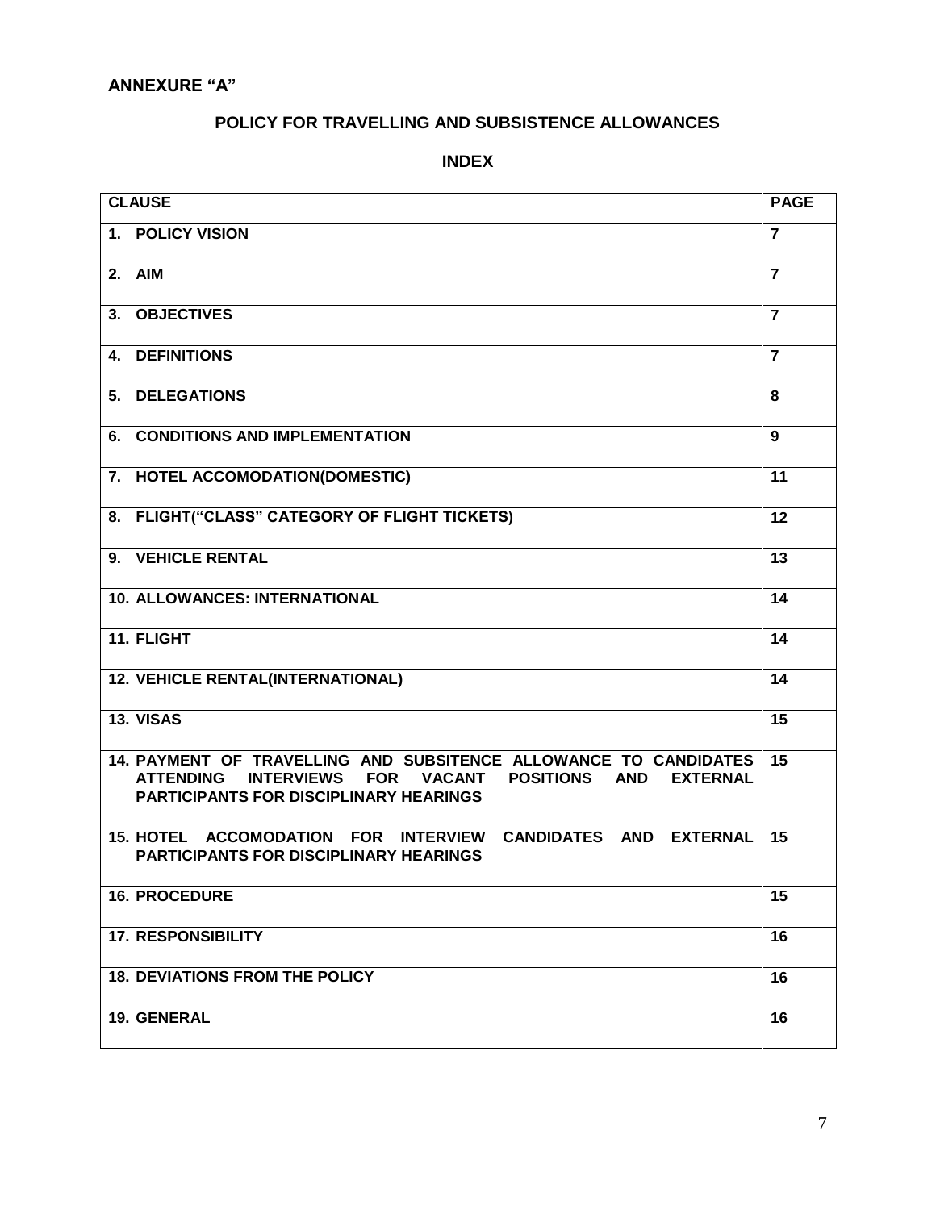**ANNEXURE "A"**

**POLICY FOR TRAVELLING AND SUBSISTENCE ALLOWANCES**

**INDEX**

| CLAUSE | PAGE |
|---|---|
| 1. POLICY VISION | 7 |
| 2. AIM | 7 |
| 3. OBJECTIVES | 7 |
| 4. DEFINITIONS | 7 |
| 5. DELEGATIONS | 8 |
| 6. CONDITIONS AND IMPLEMENTATION | 9 |
| 7. HOTEL ACCOMODATION(DOMESTIC) | 11 |
| 8. FLIGHT("CLASS" CATEGORY OF FLIGHT TICKETS) | 12 |
| 9. VEHICLE RENTAL | 13 |
| 10. ALLOWANCES: INTERNATIONAL | 14 |
| 11. FLIGHT | 14 |
| 12. VEHICLE RENTAL(INTERNATIONAL) | 14 |
| 13. VISAS | 15 |
| 14. PAYMENT OF TRAVELLING AND SUBSITENCE ALLOWANCE TO CANDIDATES ATTENDING INTERVIEWS FOR VACANT POSITIONS AND EXTERNAL PARTICIPANTS FOR DISCIPLINARY HEARINGS | 15 |
| 15. HOTEL ACCOMODATION FOR INTERVIEW CANDIDATES AND EXTERNAL PARTICIPANTS FOR DISCIPLINARY HEARINGS | 15 |
| 16. PROCEDURE | 15 |
| 17. RESPONSIBILITY | 16 |
| 18. DEVIATIONS FROM THE POLICY | 16 |
| 19. GENERAL | 16 |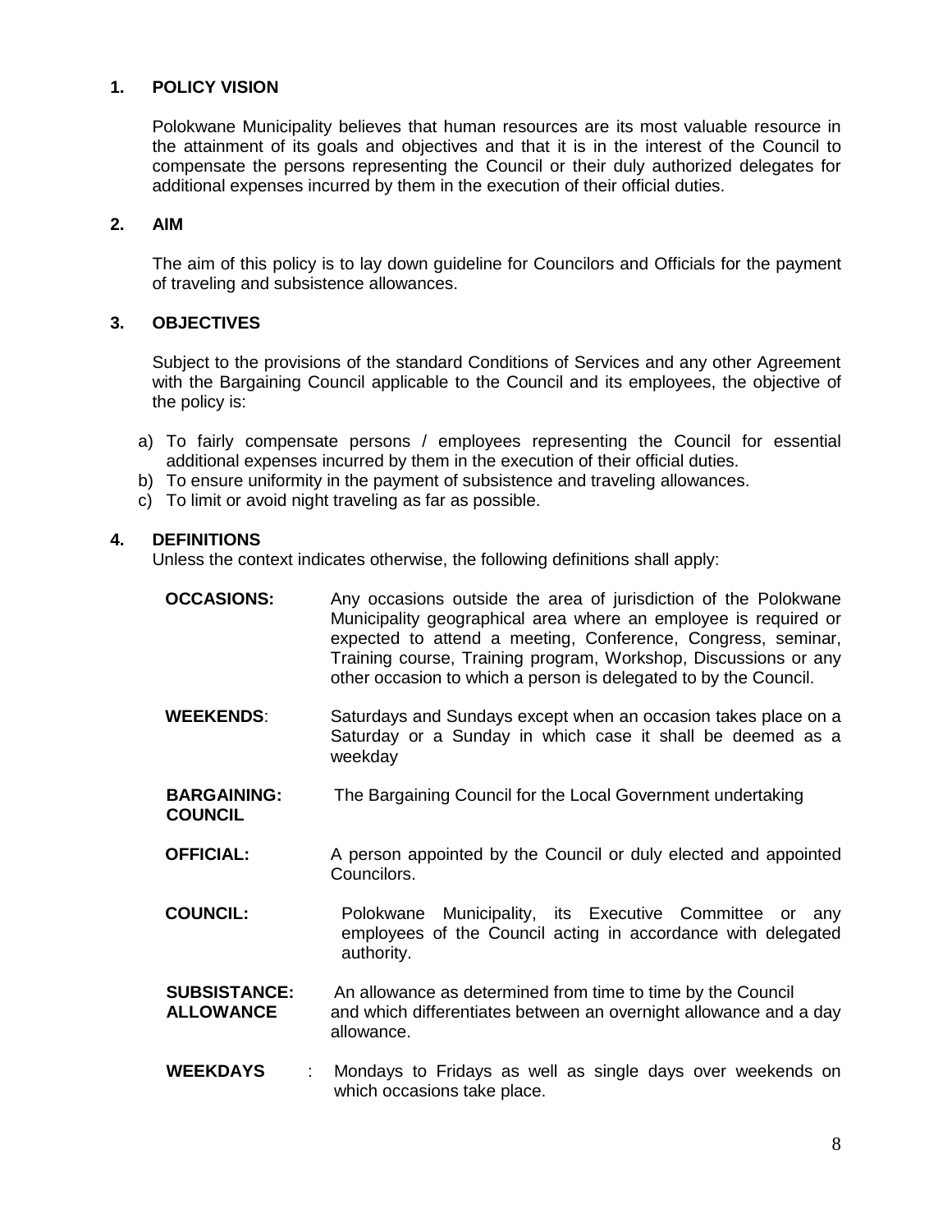## 1. POLICY VISION

Polokwane Municipality believes that human resources are its most valuable resource in the attainment of its goals and objectives and that it is in the interest of the Council to compensate the persons representing the Council or their duly authorized delegates for additional expenses incurred by them in the execution of their official duties.

## 2. AIM

The aim of this policy is to lay down guideline for Councilors and Officials for the payment of traveling and subsistence allowances.

## 3. OBJECTIVES

Subject to the provisions of the standard Conditions of Services and any other Agreement with the Bargaining Council applicable to the Council and its employees, the objective of the policy is:

a) To fairly compensate persons / employees representing the Council for essential additional expenses incurred by them in the execution of their official duties.
b) To ensure uniformity in the payment of subsistence and traveling allowances.
c) To limit or avoid night traveling as far as possible.

## 4. DEFINITIONS

Unless the context indicates otherwise, the following definitions shall apply:

**OCCASIONS:** Any occasions outside the area of jurisdiction of the Polokwane Municipality geographical area where an employee is required or expected to attend a meeting, Conference, Congress, seminar, Training course, Training program, Workshop, Discussions or any other occasion to which a person is delegated to by the Council.

**WEEKENDS**: Saturdays and Sundays except when an occasion takes place on a Saturday or a Sunday in which case it shall be deemed as a weekday

**BARGAINING: COUNCIL** The Bargaining Council for the Local Government undertaking

**OFFICIAL:** A person appointed by the Council or duly elected and appointed Councilors.

**COUNCIL:** Polokwane Municipality, its Executive Committee or any employees of the Council acting in accordance with delegated authority.

**SUBSISTANCE: ALLOWANCE** An allowance as determined from time to time by the Council and which differentiates between an overnight allowance and a day allowance.

**WEEKDAYS** : Mondays to Fridays as well as single days over weekends on which occasions take place.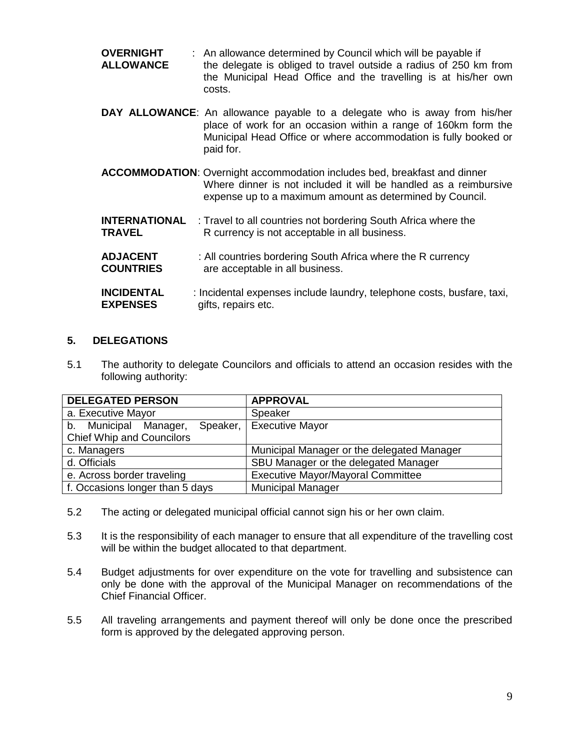**OVERNIGHT ALLOWANCE** : An allowance determined by Council which will be payable if the delegate is obliged to travel outside a radius of 250 km from the Municipal Head Office and the travelling is at his/her own costs.

**DAY ALLOWANCE**: An allowance payable to a delegate who is away from his/her place of work for an occasion within a range of 160km form the Municipal Head Office or where accommodation is fully booked or paid for.

**ACCOMMODATION**: Overnight accommodation includes bed, breakfast and dinner Where dinner is not included it will be handled as a reimbursive expense up to a maximum amount as determined by Council.

**INTERNATIONAL TRAVEL** : Travel to all countries not bordering South Africa where the R currency is not acceptable in all business.

**ADJACENT COUNTRIES** : All countries bordering South Africa where the R currency are acceptable in all business.

**INCIDENTAL EXPENSES** : Incidental expenses include laundry, telephone costs, busfare, taxi, gifts, repairs etc.

## 5. DELEGATIONS

5.1 The authority to delegate Councilors and officials to attend an occasion resides with the following authority:

| DELEGATED PERSON | APPROVAL |
|---|---|
| a. Executive Mayor | Speaker |
| b. Municipal Manager, Speaker, Chief Whip and Councilors | Executive Mayor |
| c. Managers | Municipal Manager or the delegated Manager |
| d. Officials | SBU Manager or the delegated Manager |
| e. Across border traveling | Executive Mayor/Mayoral Committee |
| f. Occasions longer than 5 days | Municipal Manager |

5.2 The acting or delegated municipal official cannot sign his or her own claim.

5.3 It is the responsibility of each manager to ensure that all expenditure of the travelling cost will be within the budget allocated to that department.

5.4 Budget adjustments for over expenditure on the vote for travelling and subsistence can only be done with the approval of the Municipal Manager on recommendations of the Chief Financial Officer.

5.5 All traveling arrangements and payment thereof will only be done once the prescribed form is approved by the delegated approving person.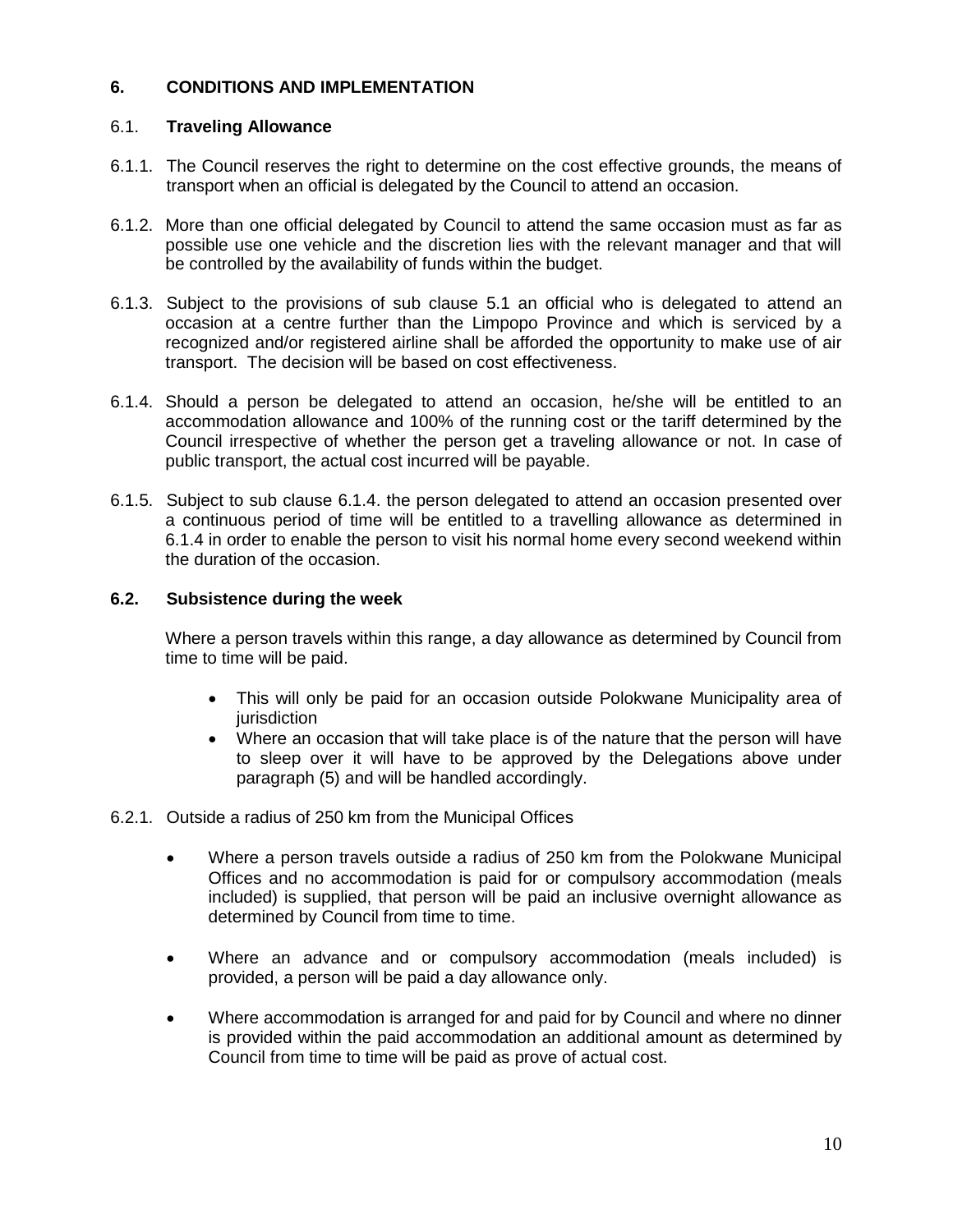## 6. CONDITIONS AND IMPLEMENTATION

### 6.1. Traveling Allowance

6.1.1. The Council reserves the right to determine on the cost effective grounds, the means of transport when an official is delegated by the Council to attend an occasion.

6.1.2. More than one official delegated by Council to attend the same occasion must as far as possible use one vehicle and the discretion lies with the relevant manager and that will be controlled by the availability of funds within the budget.

6.1.3. Subject to the provisions of sub clause 5.1 an official who is delegated to attend an occasion at a centre further than the Limpopo Province and which is serviced by a recognized and/or registered airline shall be afforded the opportunity to make use of air transport. The decision will be based on cost effectiveness.

6.1.4. Should a person be delegated to attend an occasion, he/she will be entitled to an accommodation allowance and 100% of the running cost or the tariff determined by the Council irrespective of whether the person get a traveling allowance or not. In case of public transport, the actual cost incurred will be payable.

6.1.5. Subject to sub clause 6.1.4. the person delegated to attend an occasion presented over a continuous period of time will be entitled to a travelling allowance as determined in 6.1.4 in order to enable the person to visit his normal home every second weekend within the duration of the occasion.

### 6.2. Subsistence during the week

Where a person travels within this range, a day allowance as determined by Council from time to time will be paid.

- This will only be paid for an occasion outside Polokwane Municipality area of jurisdiction
- Where an occasion that will take place is of the nature that the person will have to sleep over it will have to be approved by the Delegations above under paragraph (5) and will be handled accordingly.

6.2.1. Outside a radius of 250 km from the Municipal Offices

- Where a person travels outside a radius of 250 km from the Polokwane Municipal Offices and no accommodation is paid for or compulsory accommodation (meals included) is supplied, that person will be paid an inclusive overnight allowance as determined by Council from time to time.
- Where an advance and or compulsory accommodation (meals included) is provided, a person will be paid a day allowance only.
- Where accommodation is arranged for and paid for by Council and where no dinner is provided within the paid accommodation an additional amount as determined by Council from time to time will be paid as prove of actual cost.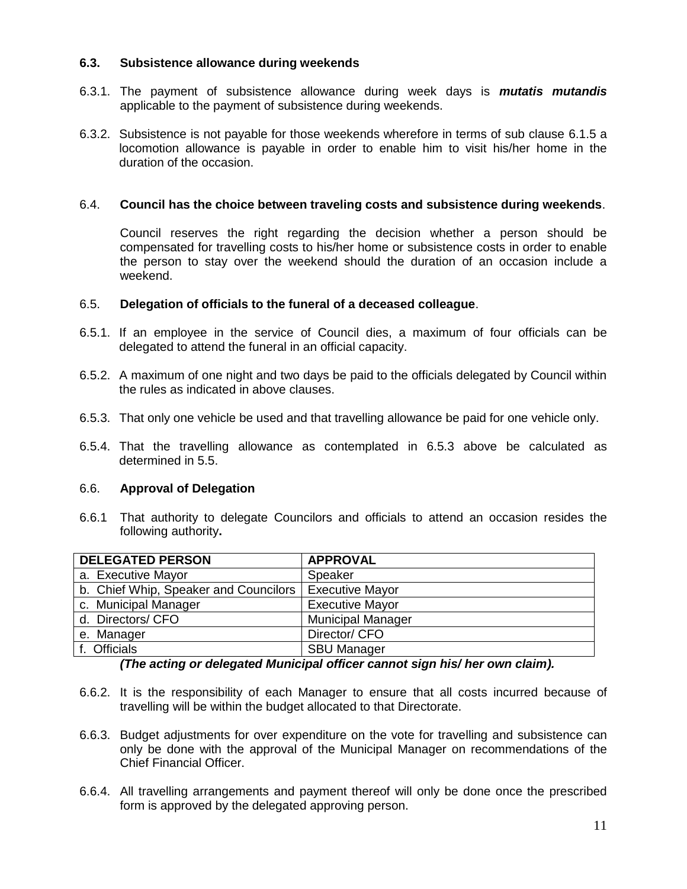### 6.3. Subsistence allowance during weekends

6.3.1. The payment of subsistence allowance during week days is ***mutatis mutandis*** applicable to the payment of subsistence during weekends.

6.3.2. Subsistence is not payable for those weekends wherefore in terms of sub clause 6.1.5 a locomotion allowance is payable in order to enable him to visit his/her home in the duration of the occasion.

### 6.4. Council has the choice between traveling costs and subsistence during weekends.

Council reserves the right regarding the decision whether a person should be compensated for travelling costs to his/her home or subsistence costs in order to enable the person to stay over the weekend should the duration of an occasion include a weekend.

### 6.5. Delegation of officials to the funeral of a deceased colleague.

6.5.1. If an employee in the service of Council dies, a maximum of four officials can be delegated to attend the funeral in an official capacity.

6.5.2. A maximum of one night and two days be paid to the officials delegated by Council within the rules as indicated in above clauses.

6.5.3. That only one vehicle be used and that travelling allowance be paid for one vehicle only.

6.5.4. That the travelling allowance as contemplated in 6.5.3 above be calculated as determined in 5.5.

### 6.6. Approval of Delegation

6.6.1 That authority to delegate Councilors and officials to attend an occasion resides the following authority**.**

| DELEGATED PERSON | APPROVAL |
|---|---|
| a. Executive Mayor | Speaker |
| b. Chief Whip, Speaker and Councilors | Executive Mayor |
| c. Municipal Manager | Executive Mayor |
| d. Directors/ CFO | Municipal Manager |
| e. Manager | Director/ CFO |
| f. Officials | SBU Manager |

***(The acting or delegated Municipal officer cannot sign his/ her own claim).***

6.6.2. It is the responsibility of each Manager to ensure that all costs incurred because of travelling will be within the budget allocated to that Directorate.

6.6.3. Budget adjustments for over expenditure on the vote for travelling and subsistence can only be done with the approval of the Municipal Manager on recommendations of the Chief Financial Officer.

6.6.4. All travelling arrangements and payment thereof will only be done once the prescribed form is approved by the delegated approving person.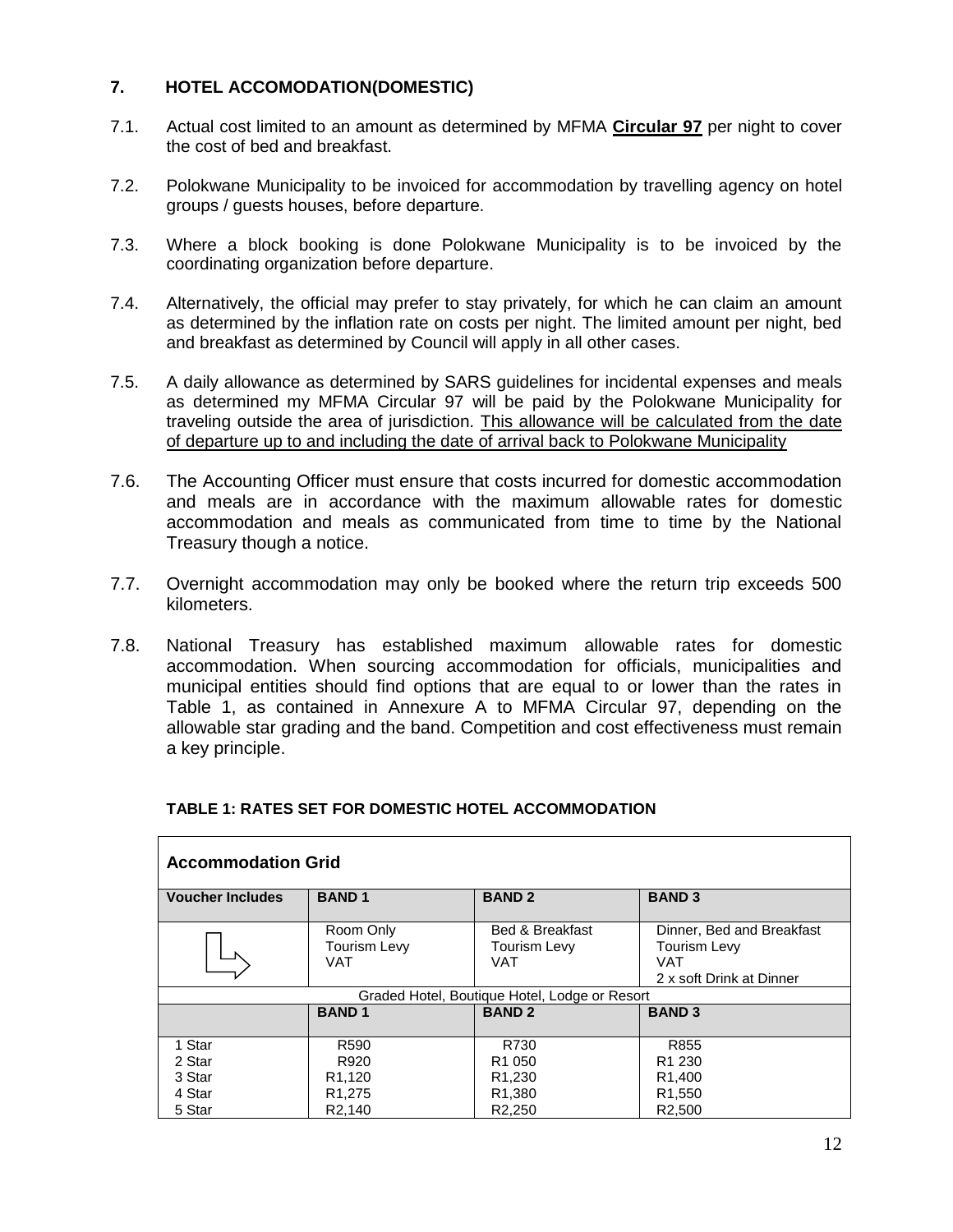## 7. HOTEL ACCOMODATION(DOMESTIC)

7.1. Actual cost limited to an amount as determined by MFMA **Circular 97** per night to cover the cost of bed and breakfast.

7.2. Polokwane Municipality to be invoiced for accommodation by travelling agency on hotel groups / guests houses, before departure.

7.3. Where a block booking is done Polokwane Municipality is to be invoiced by the coordinating organization before departure.

7.4. Alternatively, the official may prefer to stay privately, for which he can claim an amount as determined by the inflation rate on costs per night. The limited amount per night, bed and breakfast as determined by Council will apply in all other cases.

7.5. A daily allowance as determined by SARS guidelines for incidental expenses and meals as determined my MFMA Circular 97 will be paid by the Polokwane Municipality for traveling outside the area of jurisdiction. <u>This allowance will be calculated from the date of departure up to and including the date of arrival back to Polokwane Municipality</u>

7.6. The Accounting Officer must ensure that costs incurred for domestic accommodation and meals are in accordance with the maximum allowable rates for domestic accommodation and meals as communicated from time to time by the National Treasury though a notice.

7.7. Overnight accommodation may only be booked where the return trip exceeds 500 kilometers.

7.8. National Treasury has established maximum allowable rates for domestic accommodation. When sourcing accommodation for officials, municipalities and municipal entities should find options that are equal to or lower than the rates in Table 1, as contained in Annexure A to MFMA Circular 97, depending on the allowable star grading and the band. Competition and cost effectiveness must remain a key principle.

**TABLE 1: RATES SET FOR DOMESTIC HOTEL ACCOMMODATION**

| **Accommodation Grid** | | | |
|---|---|---|---|
| **Voucher Includes** | **BAND 1** | **BAND 2** | **BAND 3** |
| | Room Only<br>Tourism Levy<br>VAT | Bed & Breakfast<br>Tourism Levy<br>VAT | Dinner, Bed and Breakfast<br>Tourism Levy<br>VAT<br>2 x soft Drink at Dinner |
| Graded Hotel, Boutique Hotel, Lodge or Resort | | | |
| | **BAND 1** | **BAND 2** | **BAND 3** |
| 1 Star | R590 | R730 | R855 |
| 2 Star | R920 | R1 050 | R1 230 |
| 3 Star | R1,120 | R1,230 | R1,400 |
| 4 Star | R1,275 | R1,380 | R1,550 |
| 5 Star | R2,140 | R2,250 | R2,500 |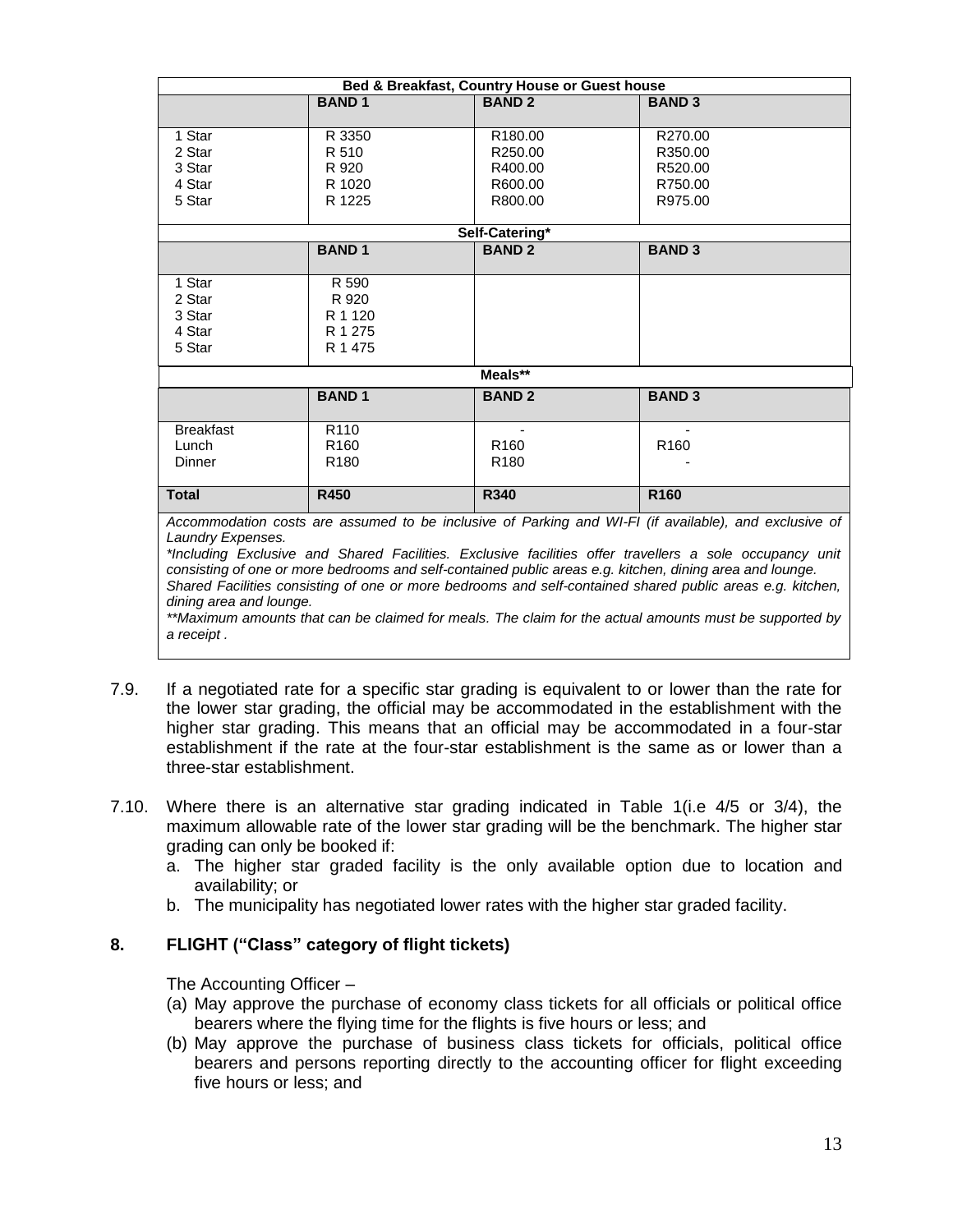| Bed & Breakfast, Country House or Guest house | | | |
|---|---|---|---|
| | **BAND 1** | **BAND 2** | **BAND 3** |
| 1 Star<br>2 Star<br>3 Star<br>4 Star<br>5 Star | R 3350<br>R 510<br>R 920<br>R 1020<br>R 1225 | R180.00<br>R250.00<br>R400.00<br>R600.00<br>R800.00 | R270.00<br>R350.00<br>R520.00<br>R750.00<br>R975.00 |
| **Self-Catering*** | | | |
| | **BAND 1** | **BAND 2** | **BAND 3** |
| 1 Star<br>2 Star<br>3 Star<br>4 Star<br>5 Star | R 590<br>R 920<br>R 1 120<br>R 1 275<br>R 1 475 | | |
| **Meals**** | | | |
| | **BAND 1** | **BAND 2** | **BAND 3** |
| Breakfast<br>Lunch<br>Dinner | R110<br>R160<br>R180 | -<br>R160<br>R180 | -<br>R160<br>- |
| **Total** | **R450** | **R340** | **R160** |

*Accommodation costs are assumed to be inclusive of Parking and WI-FI (if available), and exclusive of Laundry Expenses.*

**Including Exclusive and Shared Facilities. Exclusive facilities offer travellers a sole occupancy unit consisting of one or more bedrooms and self-contained public areas e.g. kitchen, dining area and lounge. Shared Facilities consisting of one or more bedrooms and self-contained shared public areas e.g. kitchen, dining area and lounge.*

***Maximum amounts that can be claimed for meals. The claim for the actual amounts must be supported by a receipt .*

7.9. If a negotiated rate for a specific star grading is equivalent to or lower than the rate for the lower star grading, the official may be accommodated in the establishment with the higher star grading. This means that an official may be accommodated in a four-star establishment if the rate at the four-star establishment is the same as or lower than a three-star establishment.

7.10. Where there is an alternative star grading indicated in Table 1(i.e 4/5 or 3/4), the maximum allowable rate of the lower star grading will be the benchmark. The higher star grading can only be booked if:

a. The higher star graded facility is the only available option due to location and availability; or
b. The municipality has negotiated lower rates with the higher star graded facility.

## 8. FLIGHT ("Class" category of flight tickets)

The Accounting Officer –

(a) May approve the purchase of economy class tickets for all officials or political office bearers where the flying time for the flights is five hours or less; and
(b) May approve the purchase of business class tickets for officials, political office bearers and persons reporting directly to the accounting officer for flight exceeding five hours or less; and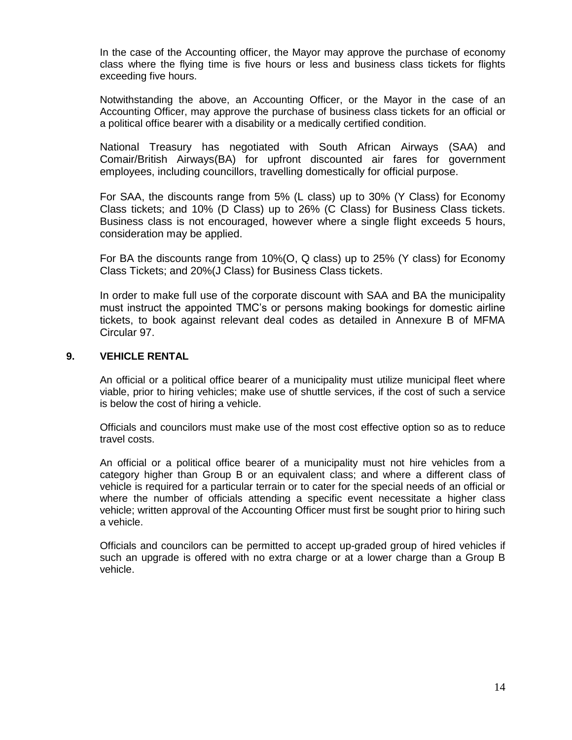In the case of the Accounting officer, the Mayor may approve the purchase of economy class where the flying time is five hours or less and business class tickets for flights exceeding five hours.

Notwithstanding the above, an Accounting Officer, or the Mayor in the case of an Accounting Officer, may approve the purchase of business class tickets for an official or a political office bearer with a disability or a medically certified condition.

National Treasury has negotiated with South African Airways (SAA) and Comair/British Airways(BA) for upfront discounted air fares for government employees, including councillors, travelling domestically for official purpose.

For SAA, the discounts range from 5% (L class) up to 30% (Y Class) for Economy Class tickets; and 10% (D Class) up to 26% (C Class) for Business Class tickets. Business class is not encouraged, however where a single flight exceeds 5 hours, consideration may be applied.

For BA the discounts range from 10%(O, Q class) up to 25% (Y class) for Economy Class Tickets; and 20%(J Class) for Business Class tickets.

In order to make full use of the corporate discount with SAA and BA the municipality must instruct the appointed TMC's or persons making bookings for domestic airline tickets, to book against relevant deal codes as detailed in Annexure B of MFMA Circular 97.

## 9. VEHICLE RENTAL

An official or a political office bearer of a municipality must utilize municipal fleet where viable, prior to hiring vehicles; make use of shuttle services, if the cost of such a service is below the cost of hiring a vehicle.

Officials and councilors must make use of the most cost effective option so as to reduce travel costs.

An official or a political office bearer of a municipality must not hire vehicles from a category higher than Group B or an equivalent class; and where a different class of vehicle is required for a particular terrain or to cater for the special needs of an official or where the number of officials attending a specific event necessitate a higher class vehicle; written approval of the Accounting Officer must first be sought prior to hiring such a vehicle.

Officials and councilors can be permitted to accept up-graded group of hired vehicles if such an upgrade is offered with no extra charge or at a lower charge than a Group B vehicle.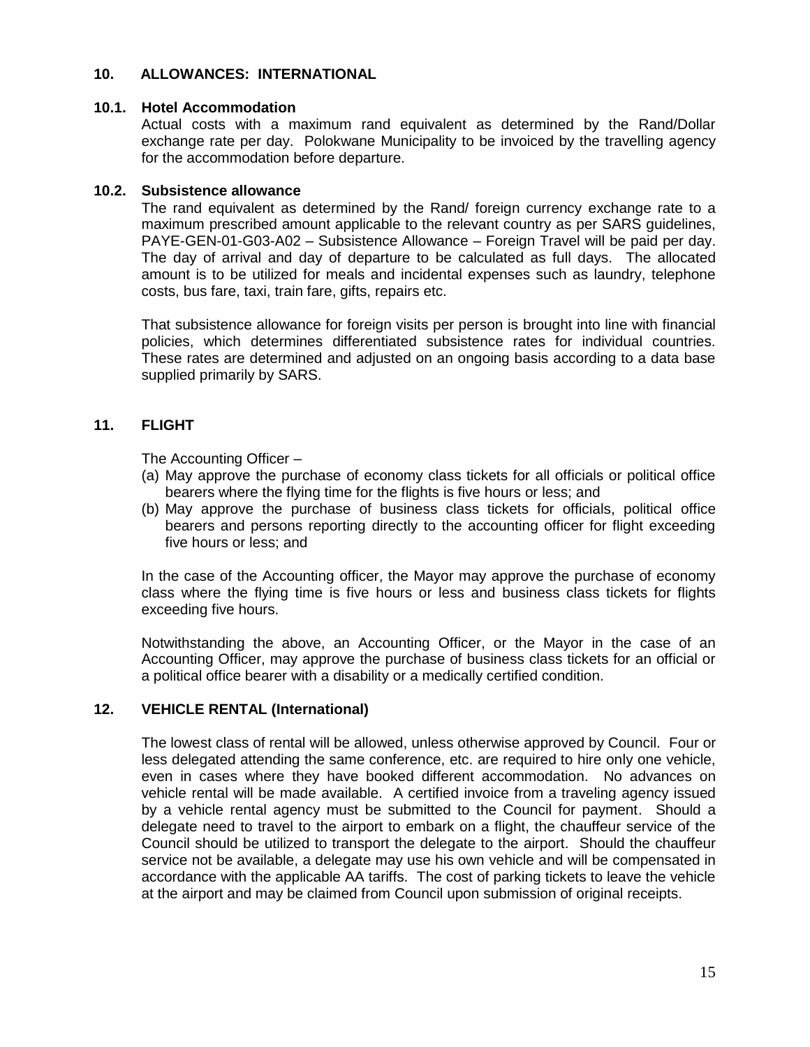## 10. ALLOWANCES: INTERNATIONAL

### 10.1. Hotel Accommodation

Actual costs with a maximum rand equivalent as determined by the Rand/Dollar exchange rate per day. Polokwane Municipality to be invoiced by the travelling agency for the accommodation before departure.

### 10.2. Subsistence allowance

The rand equivalent as determined by the Rand/ foreign currency exchange rate to a maximum prescribed amount applicable to the relevant country as per SARS guidelines, PAYE-GEN-01-G03-A02 – Subsistence Allowance – Foreign Travel will be paid per day. The day of arrival and day of departure to be calculated as full days. The allocated amount is to be utilized for meals and incidental expenses such as laundry, telephone costs, bus fare, taxi, train fare, gifts, repairs etc.

That subsistence allowance for foreign visits per person is brought into line with financial policies, which determines differentiated subsistence rates for individual countries. These rates are determined and adjusted on an ongoing basis according to a data base supplied primarily by SARS.

## 11. FLIGHT

The Accounting Officer –

(a) May approve the purchase of economy class tickets for all officials or political office bearers where the flying time for the flights is five hours or less; and
(b) May approve the purchase of business class tickets for officials, political office bearers and persons reporting directly to the accounting officer for flight exceeding five hours or less; and

In the case of the Accounting officer, the Mayor may approve the purchase of economy class where the flying time is five hours or less and business class tickets for flights exceeding five hours.

Notwithstanding the above, an Accounting Officer, or the Mayor in the case of an Accounting Officer, may approve the purchase of business class tickets for an official or a political office bearer with a disability or a medically certified condition.

## 12. VEHICLE RENTAL (International)

The lowest class of rental will be allowed, unless otherwise approved by Council. Four or less delegated attending the same conference, etc. are required to hire only one vehicle, even in cases where they have booked different accommodation. No advances on vehicle rental will be made available. A certified invoice from a traveling agency issued by a vehicle rental agency must be submitted to the Council for payment. Should a delegate need to travel to the airport to embark on a flight, the chauffeur service of the Council should be utilized to transport the delegate to the airport. Should the chauffeur service not be available, a delegate may use his own vehicle and will be compensated in accordance with the applicable AA tariffs. The cost of parking tickets to leave the vehicle at the airport and may be claimed from Council upon submission of original receipts.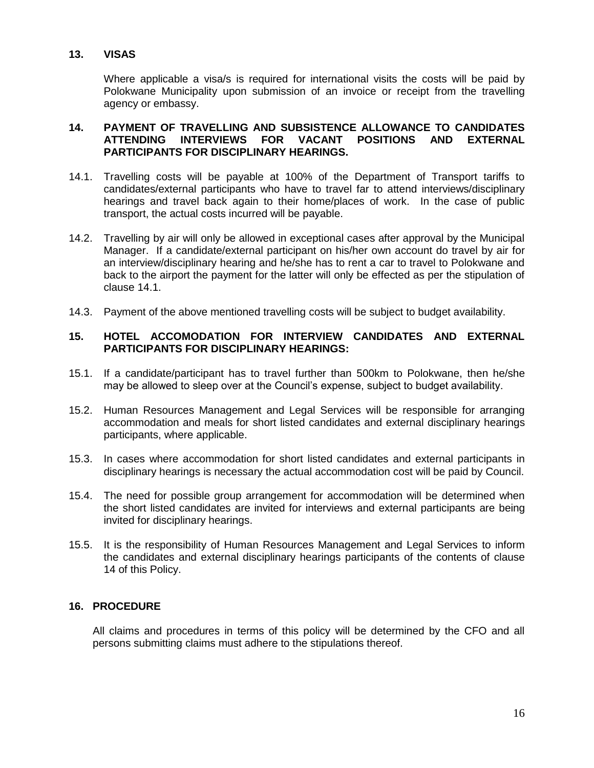## 13. VISAS

Where applicable a visa/s is required for international visits the costs will be paid by Polokwane Municipality upon submission of an invoice or receipt from the travelling agency or embassy.

## 14. PAYMENT OF TRAVELLING AND SUBSISTENCE ALLOWANCE TO CANDIDATES ATTENDING INTERVIEWS FOR VACANT POSITIONS AND EXTERNAL PARTICIPANTS FOR DISCIPLINARY HEARINGS.

14.1. Travelling costs will be payable at 100% of the Department of Transport tariffs to candidates/external participants who have to travel far to attend interviews/disciplinary hearings and travel back again to their home/places of work. In the case of public transport, the actual costs incurred will be payable.

14.2. Travelling by air will only be allowed in exceptional cases after approval by the Municipal Manager. If a candidate/external participant on his/her own account do travel by air for an interview/disciplinary hearing and he/she has to rent a car to travel to Polokwane and back to the airport the payment for the latter will only be effected as per the stipulation of clause 14.1.

14.3. Payment of the above mentioned travelling costs will be subject to budget availability.

## 15. HOTEL ACCOMODATION FOR INTERVIEW CANDIDATES AND EXTERNAL PARTICIPANTS FOR DISCIPLINARY HEARINGS:

15.1. If a candidate/participant has to travel further than 500km to Polokwane, then he/she may be allowed to sleep over at the Council's expense, subject to budget availability.

15.2. Human Resources Management and Legal Services will be responsible for arranging accommodation and meals for short listed candidates and external disciplinary hearings participants, where applicable.

15.3. In cases where accommodation for short listed candidates and external participants in disciplinary hearings is necessary the actual accommodation cost will be paid by Council.

15.4. The need for possible group arrangement for accommodation will be determined when the short listed candidates are invited for interviews and external participants are being invited for disciplinary hearings.

15.5. It is the responsibility of Human Resources Management and Legal Services to inform the candidates and external disciplinary hearings participants of the contents of clause 14 of this Policy.

## 16. PROCEDURE

All claims and procedures in terms of this policy will be determined by the CFO and all persons submitting claims must adhere to the stipulations thereof.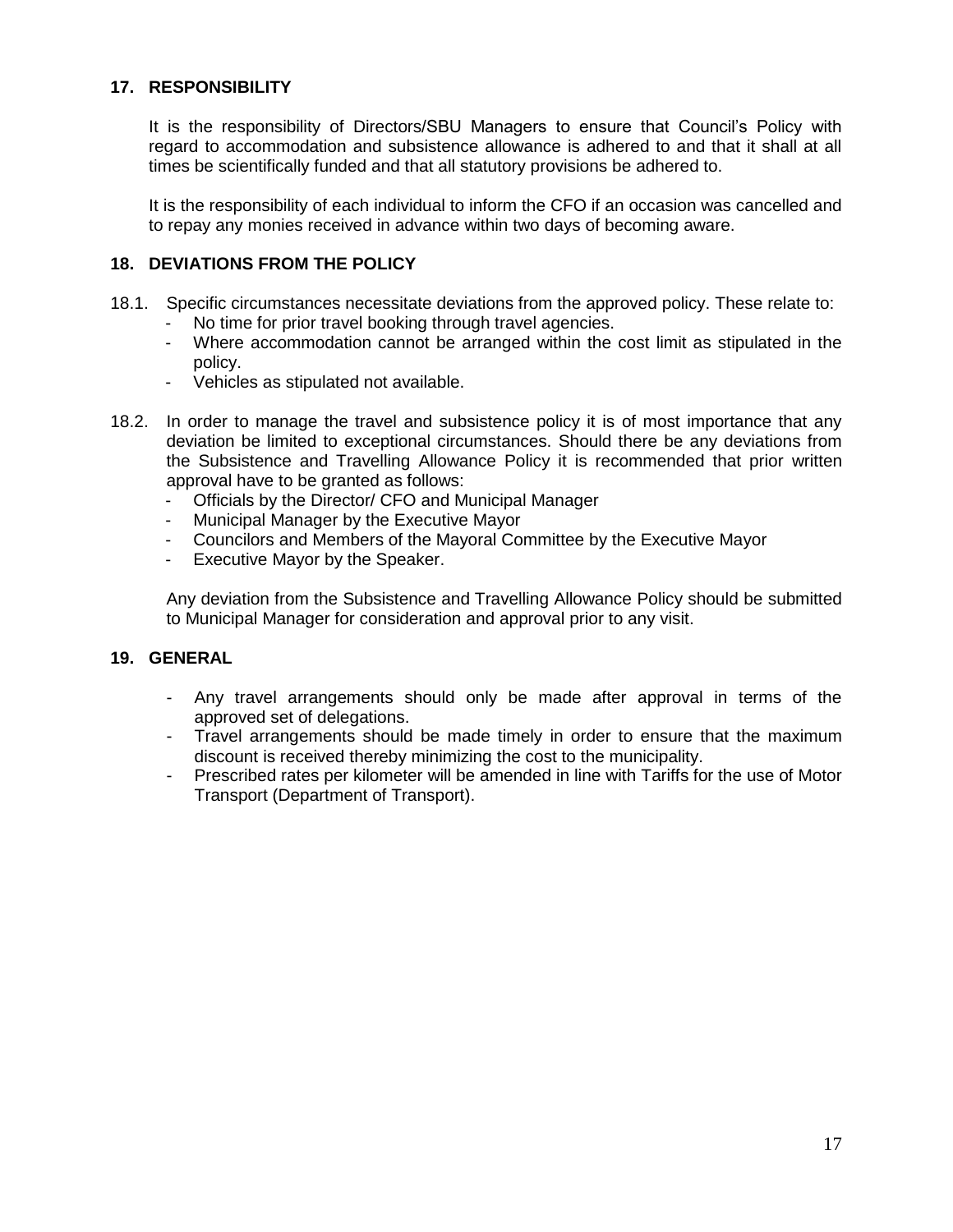## 17. RESPONSIBILITY

It is the responsibility of Directors/SBU Managers to ensure that Council's Policy with regard to accommodation and subsistence allowance is adhered to and that it shall at all times be scientifically funded and that all statutory provisions be adhered to.

It is the responsibility of each individual to inform the CFO if an occasion was cancelled and to repay any monies received in advance within two days of becoming aware.

## 18. DEVIATIONS FROM THE POLICY

18.1. Specific circumstances necessitate deviations from the approved policy. These relate to:

- No time for prior travel booking through travel agencies.
- Where accommodation cannot be arranged within the cost limit as stipulated in the policy.
- Vehicles as stipulated not available.

18.2. In order to manage the travel and subsistence policy it is of most importance that any deviation be limited to exceptional circumstances. Should there be any deviations from the Subsistence and Travelling Allowance Policy it is recommended that prior written approval have to be granted as follows:

- Officials by the Director/ CFO and Municipal Manager
- Municipal Manager by the Executive Mayor
- Councilors and Members of the Mayoral Committee by the Executive Mayor
- Executive Mayor by the Speaker.

Any deviation from the Subsistence and Travelling Allowance Policy should be submitted to Municipal Manager for consideration and approval prior to any visit.

## 19. GENERAL

- Any travel arrangements should only be made after approval in terms of the approved set of delegations.
- Travel arrangements should be made timely in order to ensure that the maximum discount is received thereby minimizing the cost to the municipality.
- Prescribed rates per kilometer will be amended in line with Tariffs for the use of Motor Transport (Department of Transport).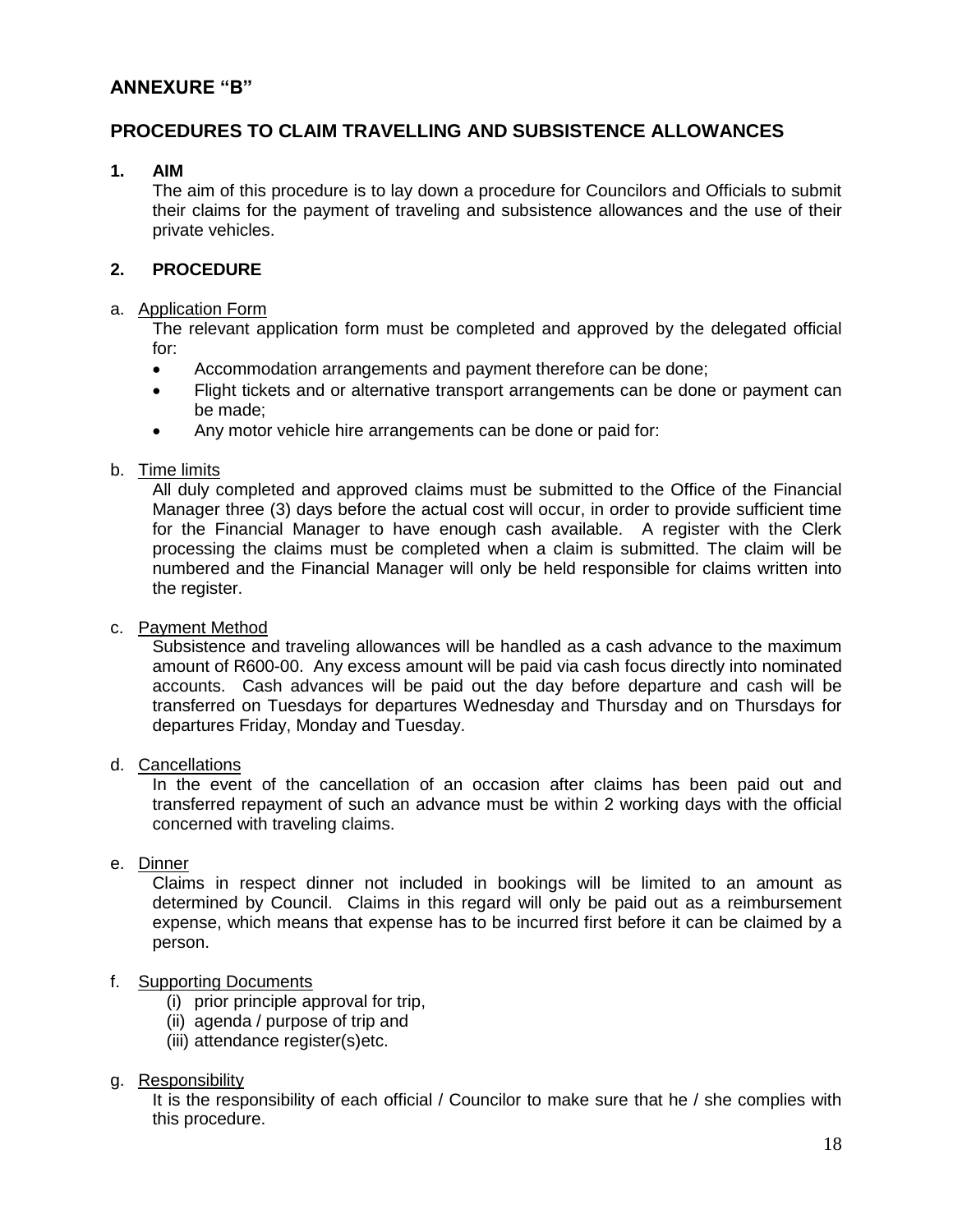## ANNEXURE "B"

## PROCEDURES TO CLAIM TRAVELLING AND SUBSISTENCE ALLOWANCES

### 1. AIM

The aim of this procedure is to lay down a procedure for Councilors and Officials to submit their claims for the payment of traveling and subsistence allowances and the use of their private vehicles.

### 2. PROCEDURE

a. Application Form

The relevant application form must be completed and approved by the delegated official for:

- Accommodation arrangements and payment therefore can be done;
- Flight tickets and or alternative transport arrangements can be done or payment can be made;
- Any motor vehicle hire arrangements can be done or paid for:

b. Time limits

All duly completed and approved claims must be submitted to the Office of the Financial Manager three (3) days before the actual cost will occur, in order to provide sufficient time for the Financial Manager to have enough cash available. A register with the Clerk processing the claims must be completed when a claim is submitted. The claim will be numbered and the Financial Manager will only be held responsible for claims written into the register.

c. Payment Method

Subsistence and traveling allowances will be handled as a cash advance to the maximum amount of R600-00. Any excess amount will be paid via cash focus directly into nominated accounts. Cash advances will be paid out the day before departure and cash will be transferred on Tuesdays for departures Wednesday and Thursday and on Thursdays for departures Friday, Monday and Tuesday.

d. Cancellations

In the event of the cancellation of an occasion after claims has been paid out and transferred repayment of such an advance must be within 2 working days with the official concerned with traveling claims.

e. Dinner

Claims in respect dinner not included in bookings will be limited to an amount as determined by Council. Claims in this regard will only be paid out as a reimbursement expense, which means that expense has to be incurred first before it can be claimed by a person.

f. Supporting Documents

(i) prior principle approval for trip,
(ii) agenda / purpose of trip and
(iii) attendance register(s)etc.

g. Responsibility

It is the responsibility of each official / Councilor to make sure that he / she complies with this procedure.